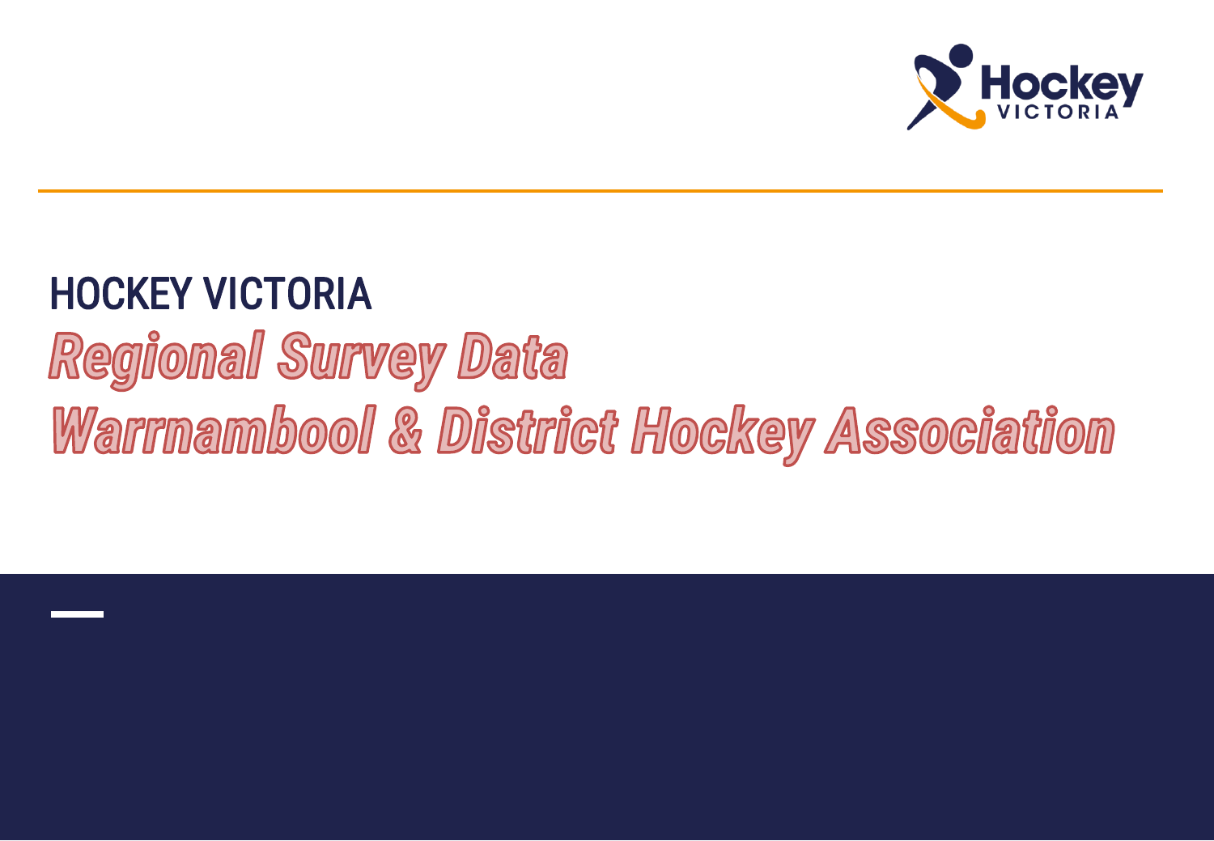# HOCKEY VICTORIA

## *Regional Survey Data*

## *Warrnambool & District Hockey Association*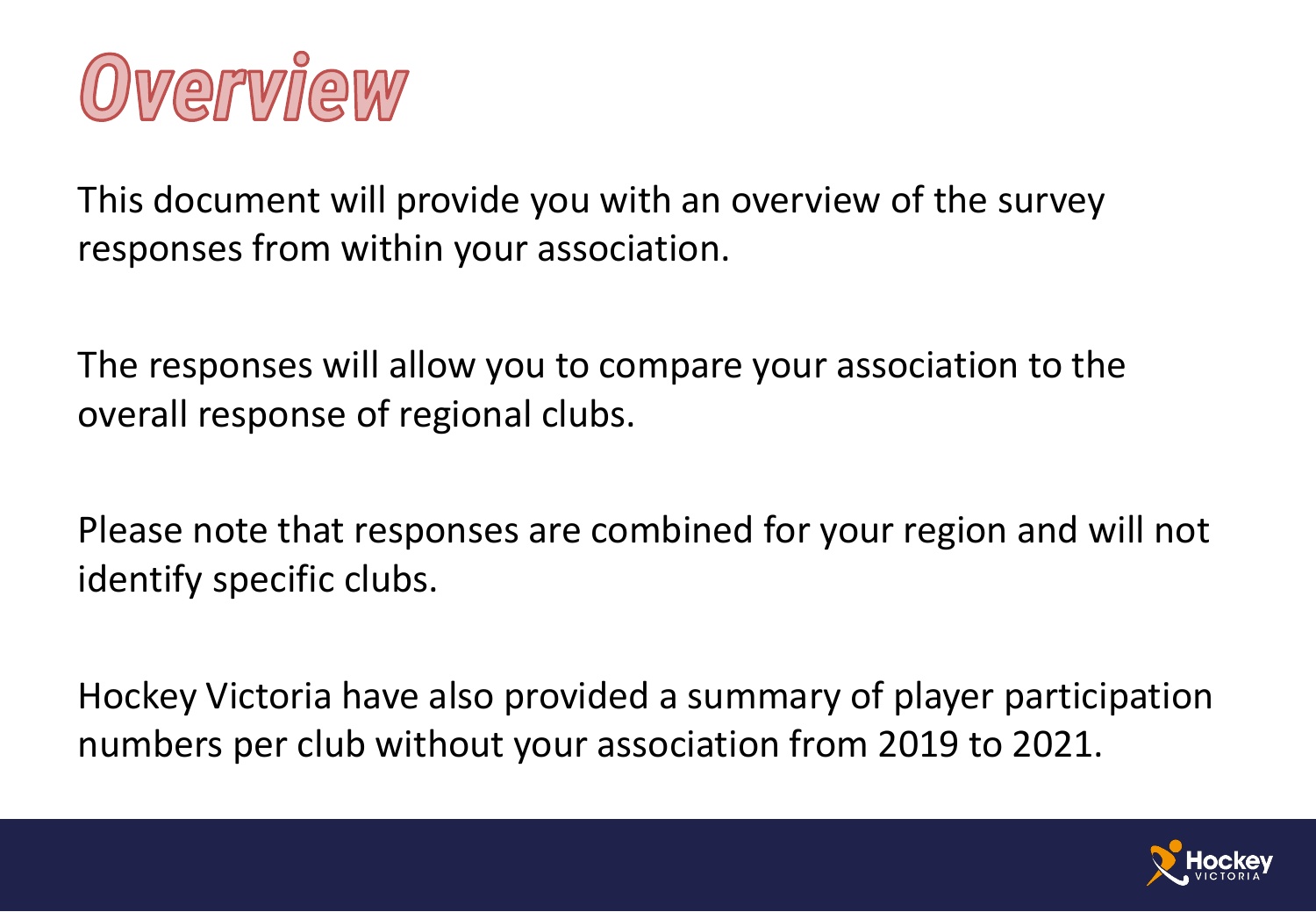# Overview

This document will provide you with an overview of the survey responses from within your association.

The responses will allow you to compare your association to the overall response of regional clubs.

Please note that responses are combined for your region and will not identify specific clubs.

Hockey Victoria have also provided a summary of player participation numbers per club without your association from 2019 to 2021.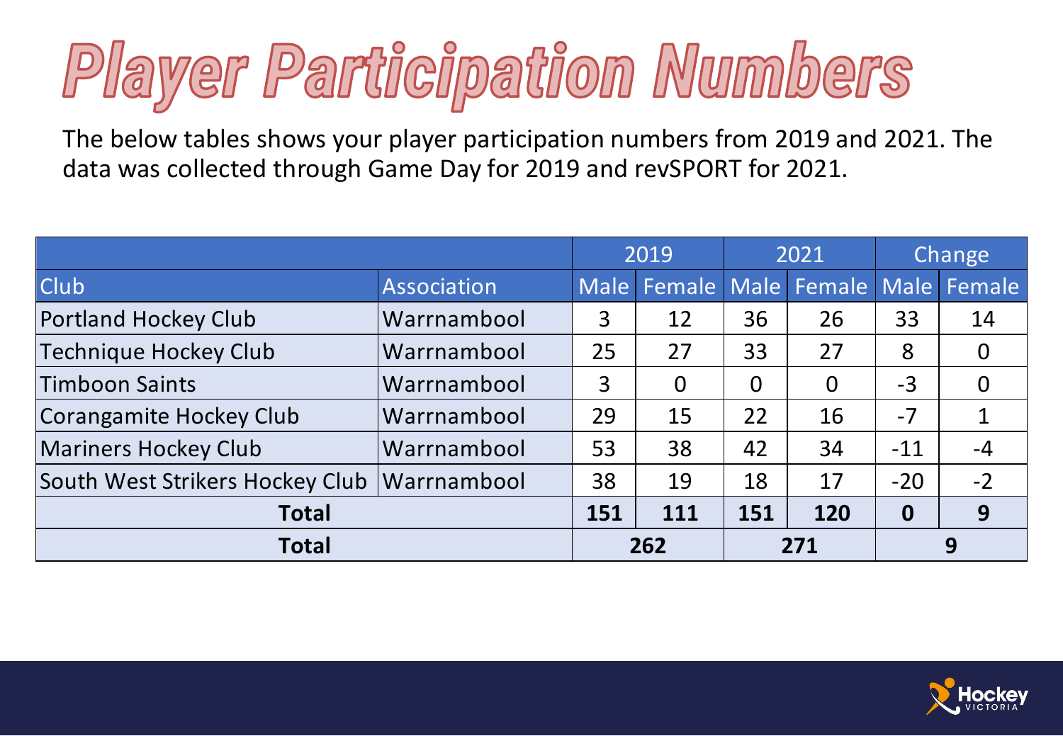# Player Participation Numbers

The below tables shows your player participation numbers from 2019 and 2021. The data was collected through Game Day for 2019 and revSPORT for 2021.

| | | 2019 | | 2021 | | Change | |
|---|---|---|---|---|---|---|---|
| Club | Association | Male | Female | Male | Female | Male | Female |
| Portland Hockey Club | Warrnambool | 3 | 12 | 36 | 26 | 33 | 14 |
| Technique Hockey Club | Warrnambool | 25 | 27 | 33 | 27 | 8 | 0 |
| Timboon Saints | Warrnambool | 3 | 0 | 0 | 0 | -3 | 0 |
| Corangamite Hockey Club | Warrnambool | 29 | 15 | 22 | 16 | -7 | 1 |
| Mariners Hockey Club | Warrnambool | 53 | 38 | 42 | 34 | -11 | -4 |
| South West Strikers Hockey Club | Warrnambool | 38 | 19 | 18 | 17 | -20 | -2 |
| **Total** | | **151** | **111** | **151** | **120** | **0** | **9** |
| **Total** | | **262** | | **271** | | **9** | |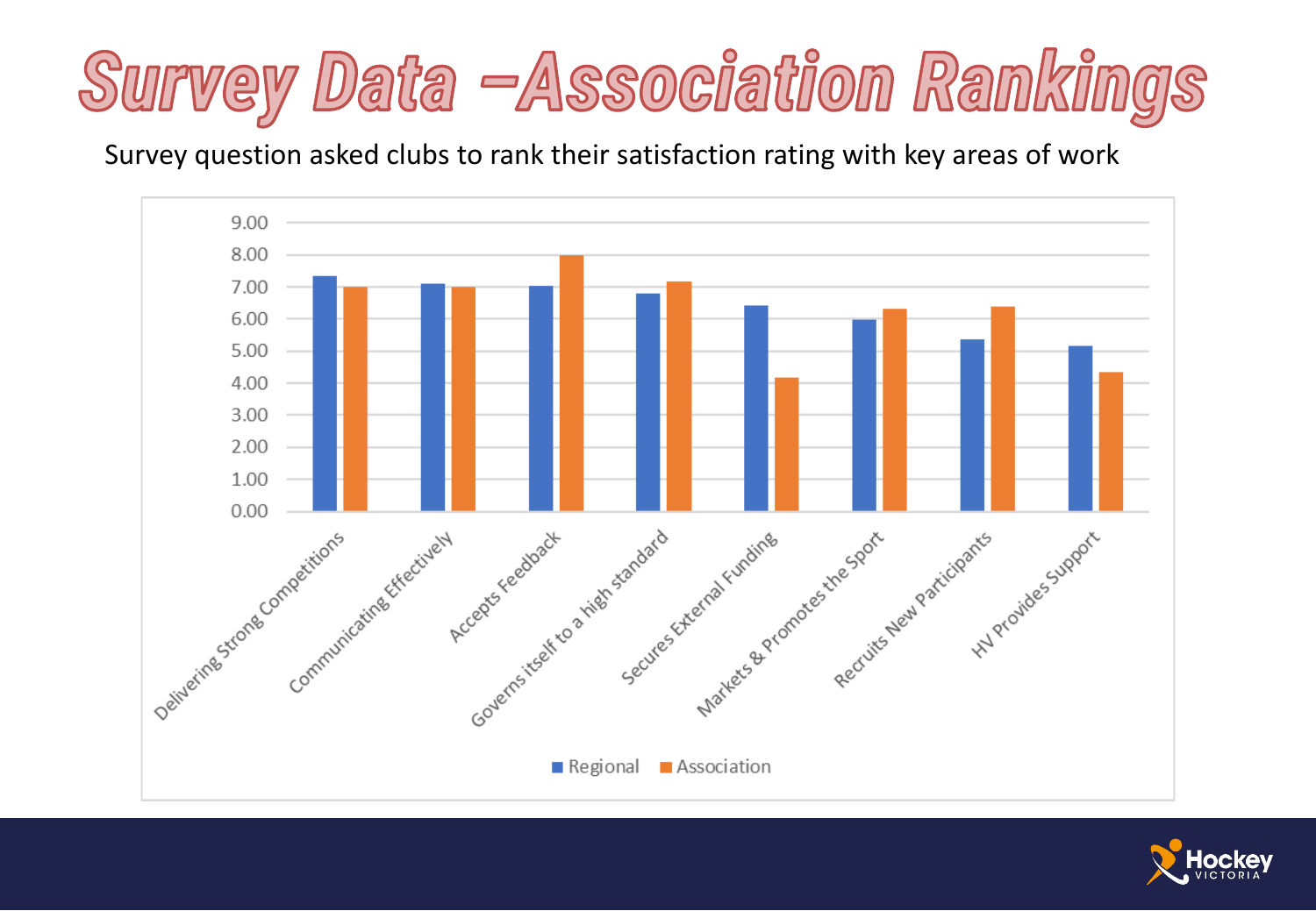# Survey Data –Association Rankings

Survey question asked clubs to rank their satisfaction rating with key areas of work

| Area | Regional | Association |
|---|---|---|
| Delivering Strong Competitions | 7.33 | 7.00 |
| Communicating Effectively | 7.10 | 7.00 |
| Accepts Feedback | 7.03 | 8.00 |
| Governs itself to a high standard | 6.80 | 7.17 |
| Secures External Funding | 6.42 | 4.17 |
| Markets & Promotes the Sport | 5.97 | 6.33 |
| Recruits New Participants | 5.36 | 6.38 |
| HV Provides Support | 5.15 | 4.33 |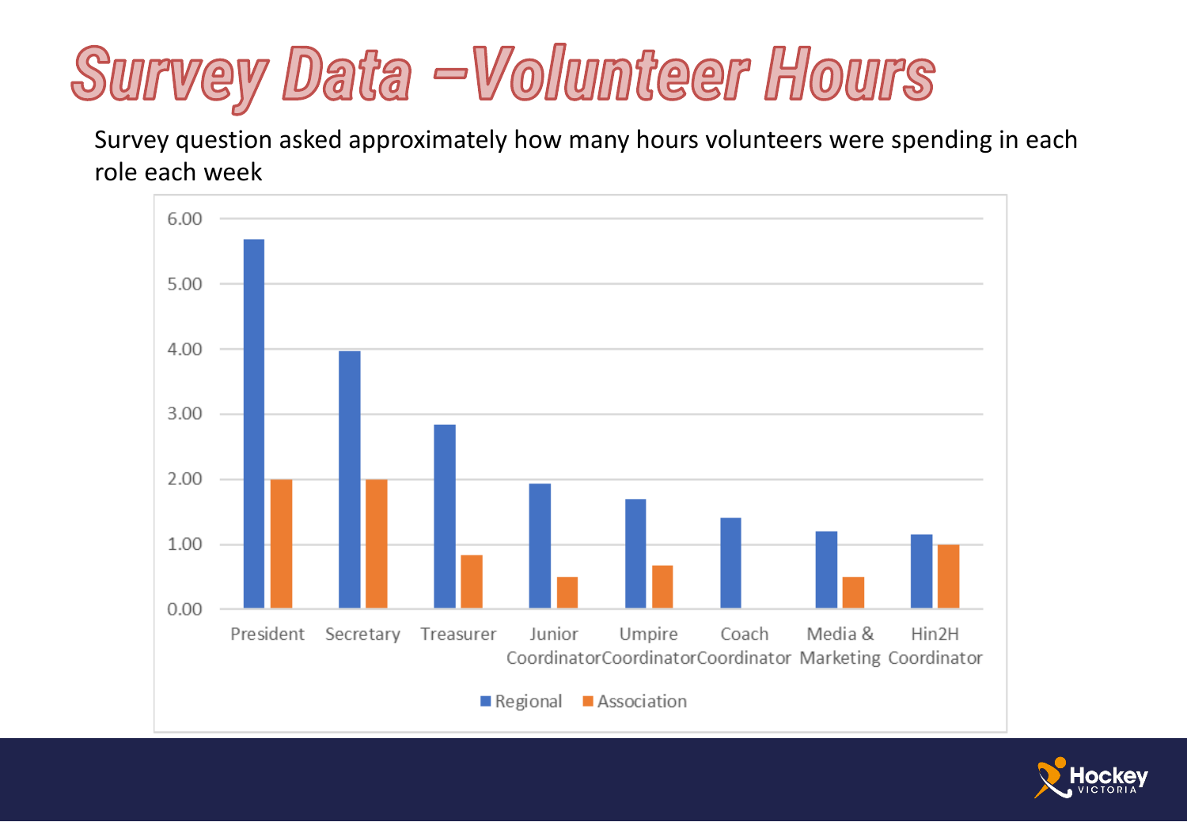# Survey Data –Volunteer Hours

Survey question asked approximately how many hours volunteers were spending in each role each week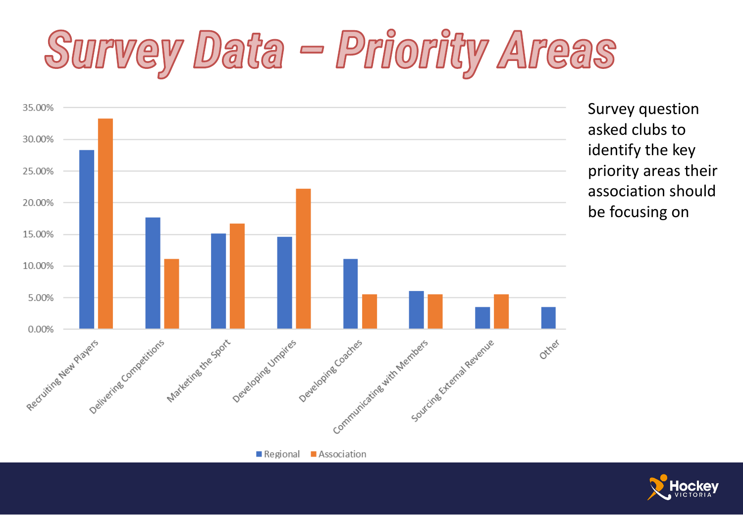# Survey Data – Priority Areas

Survey question asked clubs to identify the key priority areas their association should be focusing on

| Priority Area | Regional | Association |
| --- | --- | --- |
| Recruiting New Players | 28.3% | 33.3% |
| Delivering Competitions | 17.6% | 11.1% |
| Marketing the Sport | 15.1% | 16.7% |
| Developing Umpires | 14.6% | 22.2% |
| Developing Coaches | 11.1% | 5.5% |
| Communicating with Members | 6.0% | 5.5% |
| Sourcing External Revenue | 3.5% | 5.5% |
| Other | 3.5% | |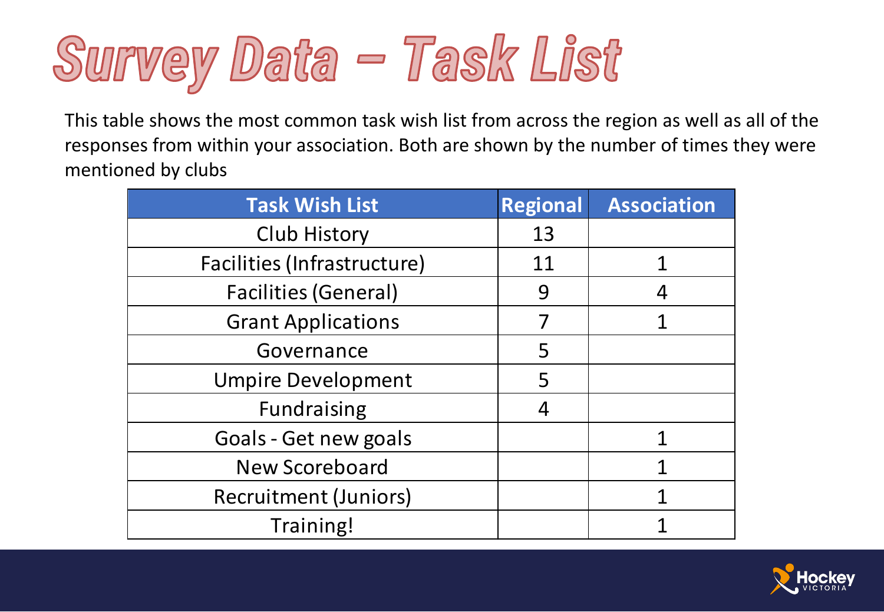# Survey Data – Task List

This table shows the most common task wish list from across the region as well as all of the responses from within your association. Both are shown by the number of times they were mentioned by clubs

| Task Wish List | Regional | Association |
|---|---|---|
| Club History | 13 | |
| Facilities (Infrastructure) | 11 | 1 |
| Facilities (General) | 9 | 4 |
| Grant Applications | 7 | 1 |
| Governance | 5 | |
| Umpire Development | 5 | |
| Fundraising | 4 | |
| Goals - Get new goals | | 1 |
| New Scoreboard | | 1 |
| Recruitment (Juniors) | | 1 |
| Training! | | 1 |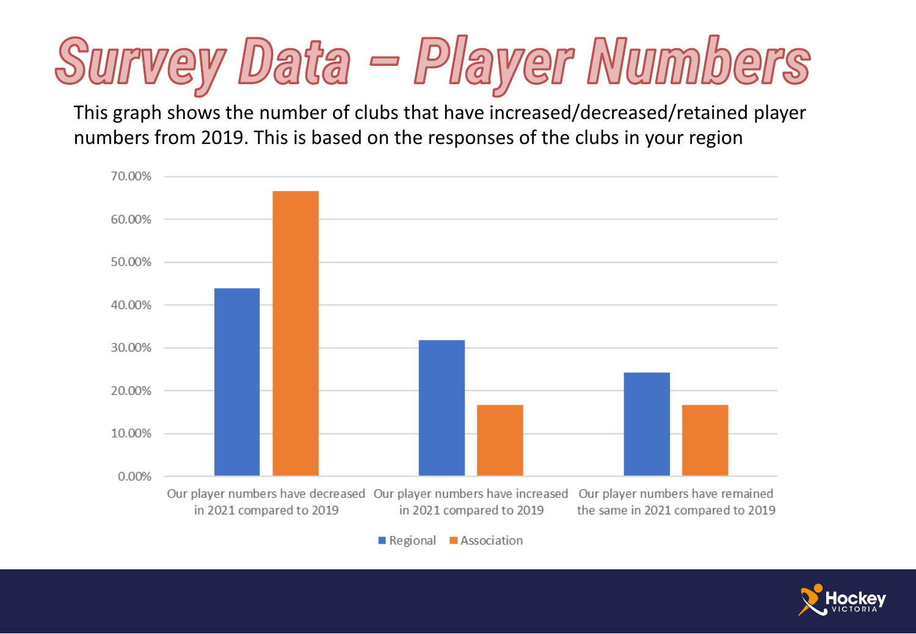# Survey Data – Player Numbers

This graph shows the number of clubs that have increased/decreased/retained player numbers from 2019. This is based on the responses of the clubs in your region

70.00%
60.00%
50.00%
40.00%
30.00%
20.00%
10.00%
0.00%

Our player numbers have decreased in 2021 compared to 2019

Our player numbers have increased in 2021 compared to 2019

Our player numbers have remained the same in 2021 compared to 2019

Regional  Association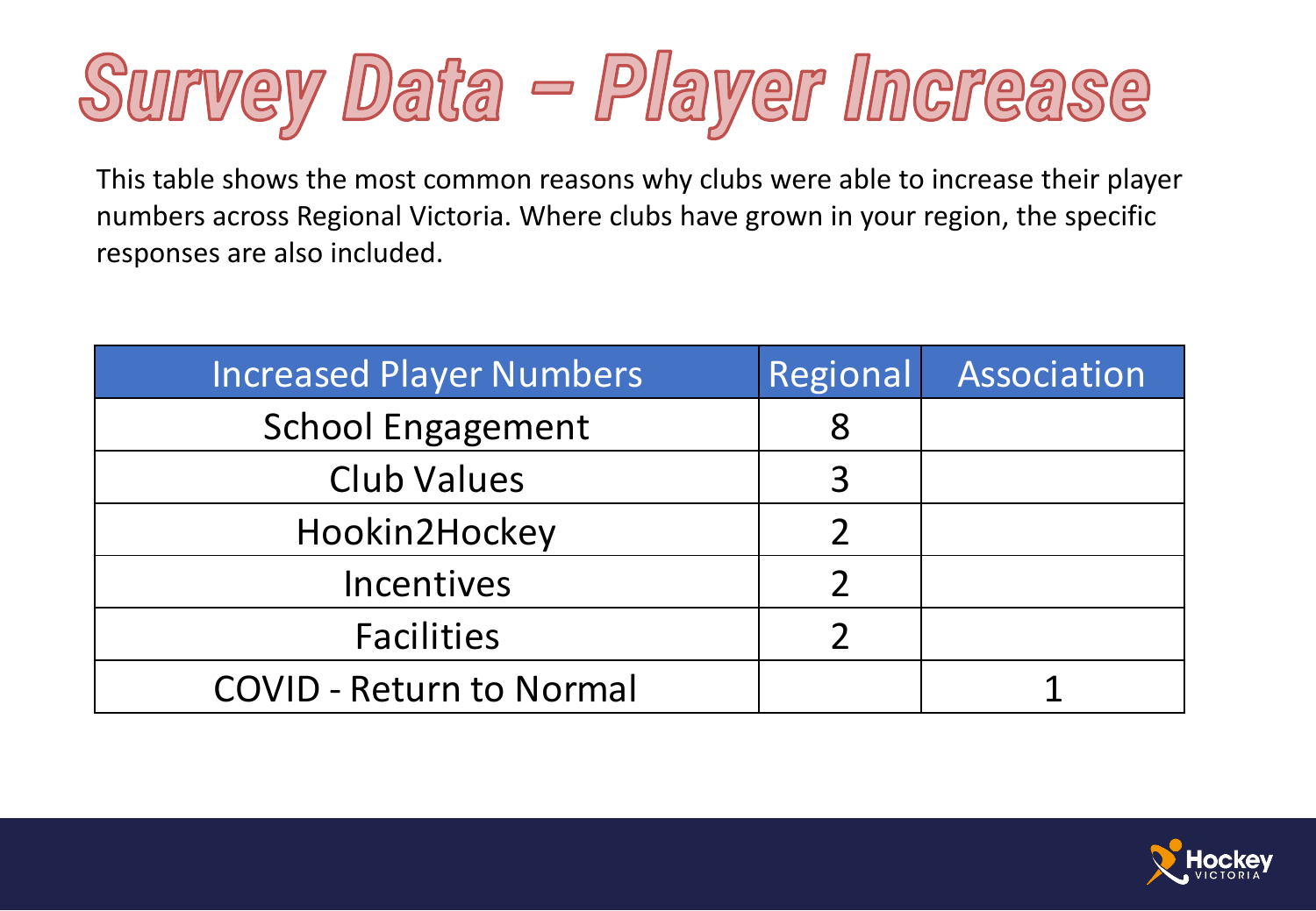# Survey Data – Player Increase

This table shows the most common reasons why clubs were able to increase their player numbers across Regional Victoria. Where clubs have grown in your region, the specific responses are also included.

| Increased Player Numbers | Regional | Association |
|---|---|---|
| School Engagement | 8 | |
| Club Values | 3 | |
| Hookin2Hockey | 2 | |
| Incentives | 2 | |
| Facilities | 2 | |
| COVID - Return to Normal | | 1 |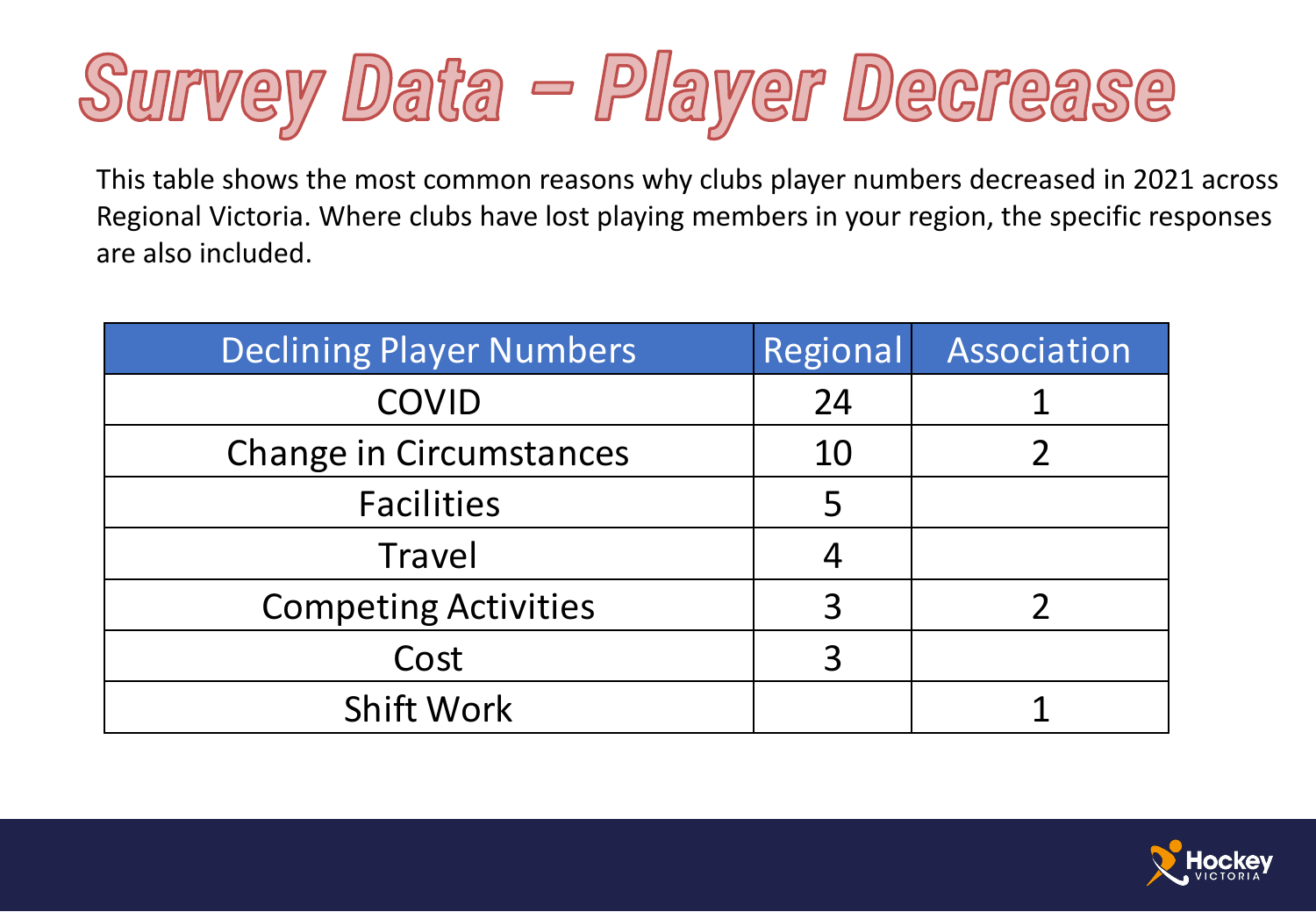# Survey Data – Player Decrease

This table shows the most common reasons why clubs player numbers decreased in 2021 across Regional Victoria. Where clubs have lost playing members in your region, the specific responses are also included.

| Declining Player Numbers | Regional | Association |
| --- | --- | --- |
| COVID | 24 | 1 |
| Change in Circumstances | 10 | 2 |
| Facilities | 5 | |
| Travel | 4 | |
| Competing Activities | 3 | 2 |
| Cost | 3 | |
| Shift Work | | 1 |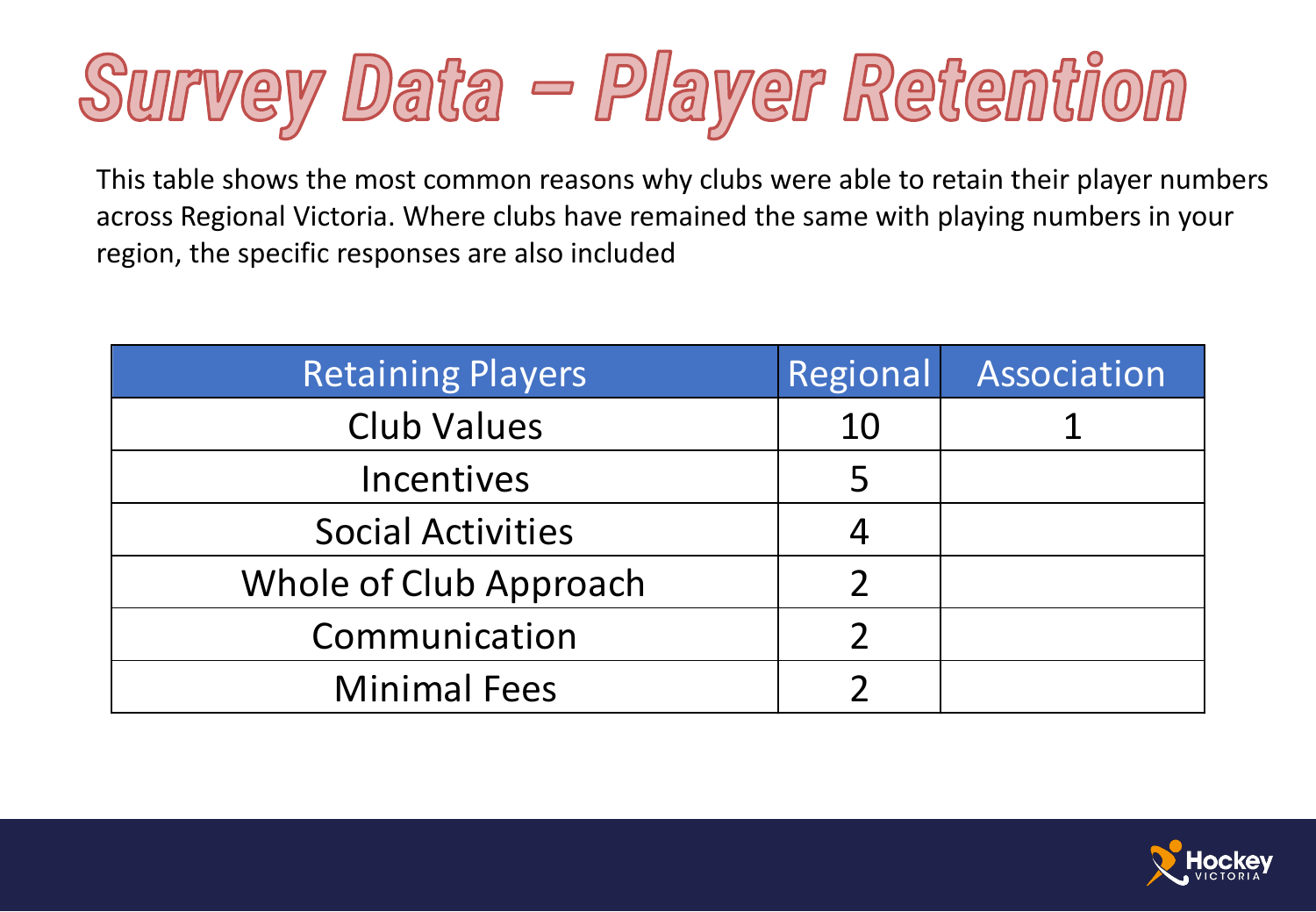# Survey Data – Player Retention

This table shows the most common reasons why clubs were able to retain their player numbers across Regional Victoria. Where clubs have remained the same with playing numbers in your region, the specific responses are also included

| Retaining Players | Regional | Association |
|---|---|---|
| Club Values | 10 | 1 |
| Incentives | 5 | |
| Social Activities | 4 | |
| Whole of Club Approach | 2 | |
| Communication | 2 | |
| Minimal Fees | 2 | |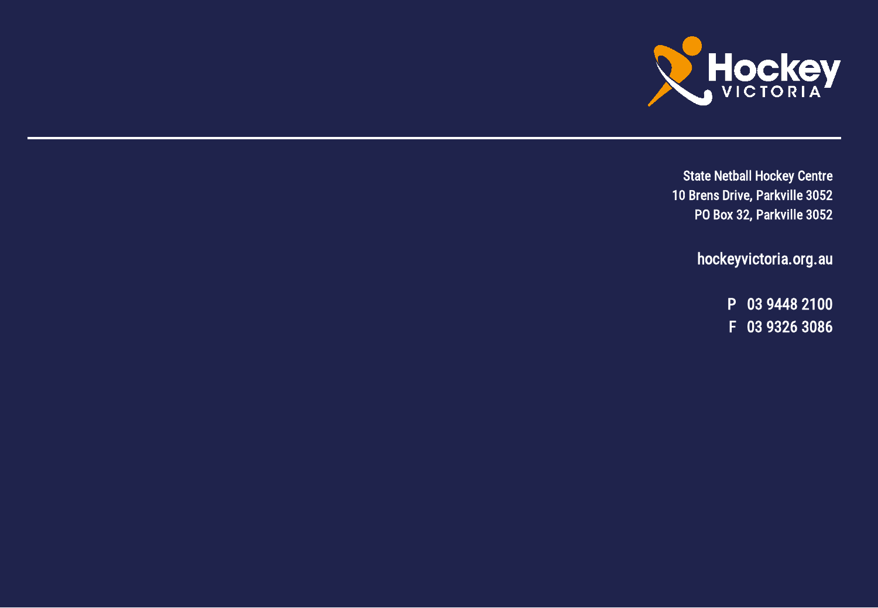Hockey VICTORIA

State Netball Hockey Centre
10 Brens Drive, Parkville 3052
PO Box 32, Parkville 3052

hockeyvictoria.org.au

P 03 9448 2100
F 03 9326 3086